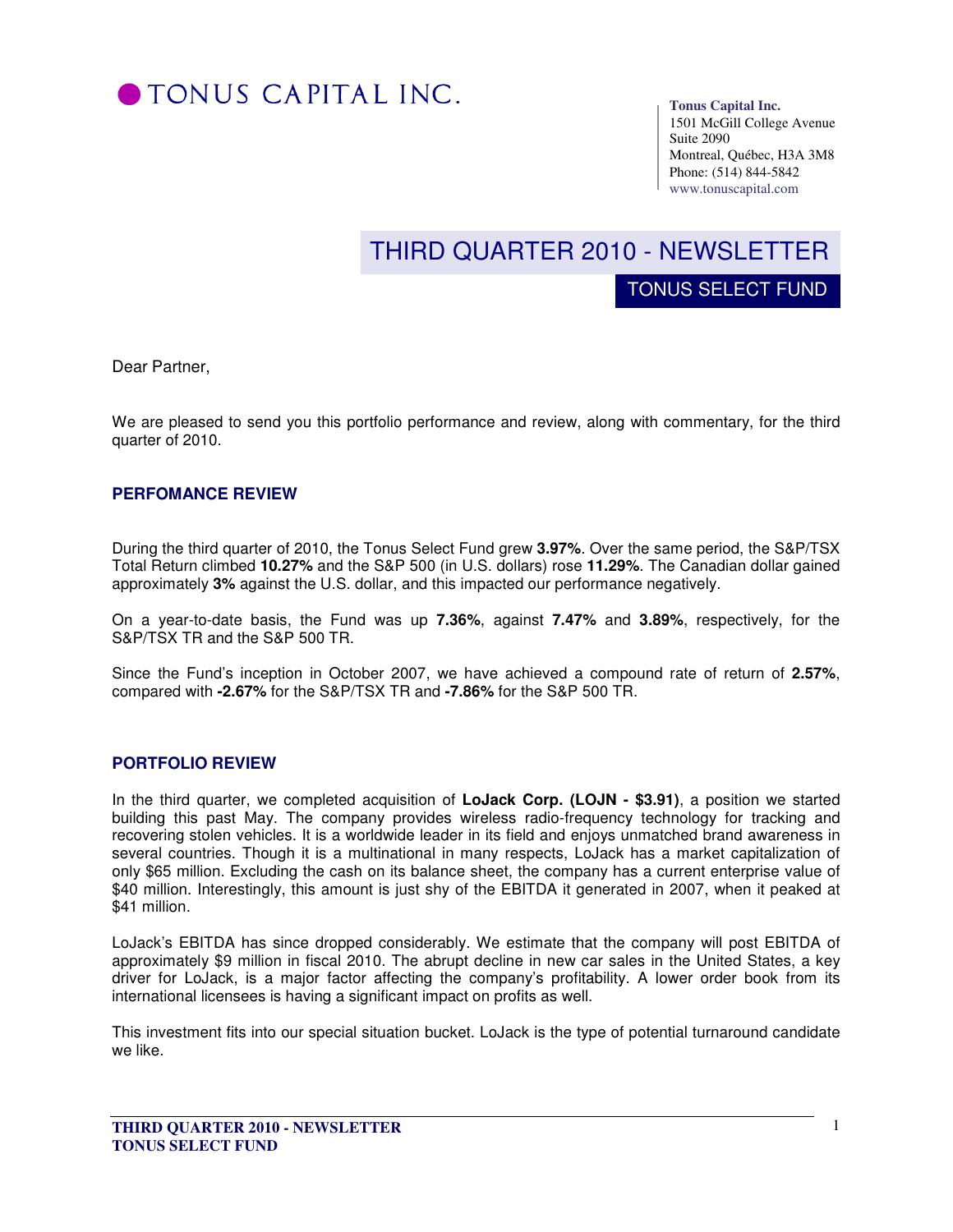# TONUS CAPITAL INC.

**Tonus Capital Inc.**
1501 McGill College Avenue
Suite 2090
Montreal, Québec, H3A 3M8
Phone: (514) 844-5842
www.tonuscapital.com

## THIRD QUARTER 2010 - NEWSLETTER

## TONUS SELECT FUND

Dear Partner,

We are pleased to send you this portfolio performance and review, along with commentary, for the third quarter of 2010.

### PERFOMANCE REVIEW

During the third quarter of 2010, the Tonus Select Fund grew **3.97%**. Over the same period, the S&P/TSX Total Return climbed **10.27%** and the S&P 500 (in U.S. dollars) rose **11.29%**. The Canadian dollar gained approximately **3%** against the U.S. dollar, and this impacted our performance negatively.

On a year-to-date basis, the Fund was up **7.36%**, against **7.47%** and **3.89%**, respectively, for the S&P/TSX TR and the S&P 500 TR.

Since the Fund's inception in October 2007, we have achieved a compound rate of return of **2.57%**, compared with **-2.67%** for the S&P/TSX TR and **-7.86%** for the S&P 500 TR.

### PORTFOLIO REVIEW

In the third quarter, we completed acquisition of **LoJack Corp. (LOJN - $3.91)**, a position we started building this past May. The company provides wireless radio-frequency technology for tracking and recovering stolen vehicles. It is a worldwide leader in its field and enjoys unmatched brand awareness in several countries. Though it is a multinational in many respects, LoJack has a market capitalization of only $65 million. Excluding the cash on its balance sheet, the company has a current enterprise value of $40 million. Interestingly, this amount is just shy of the EBITDA it generated in 2007, when it peaked at $41 million.

LoJack's EBITDA has since dropped considerably. We estimate that the company will post EBITDA of approximately $9 million in fiscal 2010. The abrupt decline in new car sales in the United States, a key driver for LoJack, is a major factor affecting the company's profitability. A lower order book from its international licensees is having a significant impact on profits as well.

This investment fits into our special situation bucket. LoJack is the type of potential turnaround candidate we like.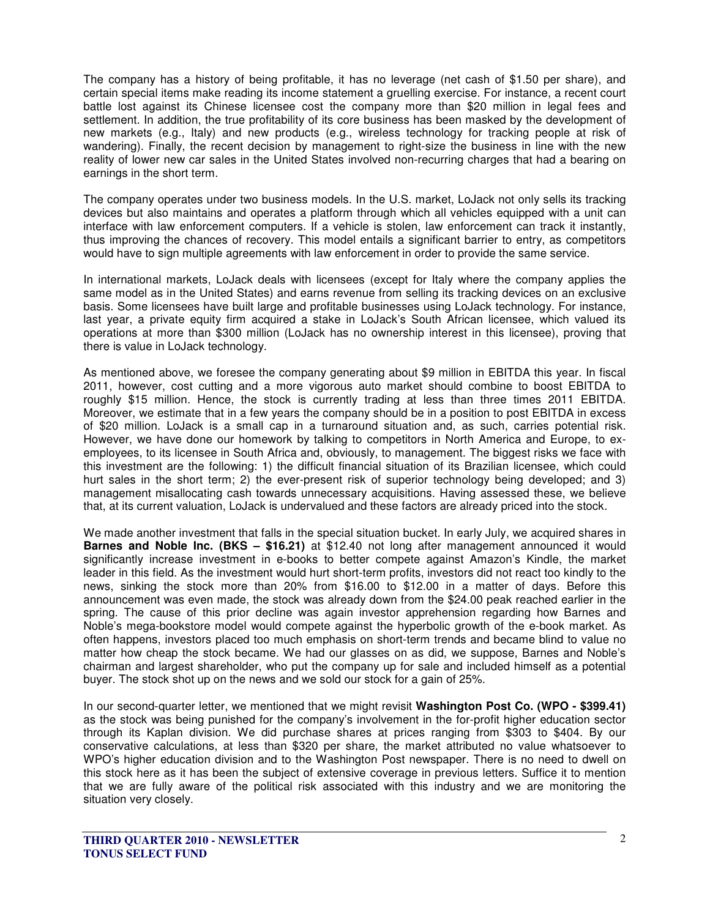The company has a history of being profitable, it has no leverage (net cash of $1.50 per share), and certain special items make reading its income statement a gruelling exercise. For instance, a recent court battle lost against its Chinese licensee cost the company more than $20 million in legal fees and settlement. In addition, the true profitability of its core business has been masked by the development of new markets (e.g., Italy) and new products (e.g., wireless technology for tracking people at risk of wandering). Finally, the recent decision by management to right-size the business in line with the new reality of lower new car sales in the United States involved non-recurring charges that had a bearing on earnings in the short term.

The company operates under two business models. In the U.S. market, LoJack not only sells its tracking devices but also maintains and operates a platform through which all vehicles equipped with a unit can interface with law enforcement computers. If a vehicle is stolen, law enforcement can track it instantly, thus improving the chances of recovery. This model entails a significant barrier to entry, as competitors would have to sign multiple agreements with law enforcement in order to provide the same service.

In international markets, LoJack deals with licensees (except for Italy where the company applies the same model as in the United States) and earns revenue from selling its tracking devices on an exclusive basis. Some licensees have built large and profitable businesses using LoJack technology. For instance, last year, a private equity firm acquired a stake in LoJack's South African licensee, which valued its operations at more than $300 million (LoJack has no ownership interest in this licensee), proving that there is value in LoJack technology.

As mentioned above, we foresee the company generating about $9 million in EBITDA this year. In fiscal 2011, however, cost cutting and a more vigorous auto market should combine to boost EBITDA to roughly $15 million. Hence, the stock is currently trading at less than three times 2011 EBITDA. Moreover, we estimate that in a few years the company should be in a position to post EBITDA in excess of $20 million. LoJack is a small cap in a turnaround situation and, as such, carries potential risk. However, we have done our homework by talking to competitors in North America and Europe, to ex-employees, to its licensee in South Africa and, obviously, to management. The biggest risks we face with this investment are the following: 1) the difficult financial situation of its Brazilian licensee, which could hurt sales in the short term; 2) the ever-present risk of superior technology being developed; and 3) management misallocating cash towards unnecessary acquisitions. Having assessed these, we believe that, at its current valuation, LoJack is undervalued and these factors are already priced into the stock.

We made another investment that falls in the special situation bucket. In early July, we acquired shares in **Barnes and Noble Inc. (BKS – $16.21)** at $12.40 not long after management announced it would significantly increase investment in e-books to better compete against Amazon's Kindle, the market leader in this field. As the investment would hurt short-term profits, investors did not react too kindly to the news, sinking the stock more than 20% from $16.00 to $12.00 in a matter of days. Before this announcement was even made, the stock was already down from the $24.00 peak reached earlier in the spring. The cause of this prior decline was again investor apprehension regarding how Barnes and Noble's mega-bookstore model would compete against the hyperbolic growth of the e-book market. As often happens, investors placed too much emphasis on short-term trends and became blind to value no matter how cheap the stock became. We had our glasses on as did, we suppose, Barnes and Noble's chairman and largest shareholder, who put the company up for sale and included himself as a potential buyer. The stock shot up on the news and we sold our stock for a gain of 25%.

In our second-quarter letter, we mentioned that we might revisit **Washington Post Co. (WPO - $399.41)** as the stock was being punished for the company's involvement in the for-profit higher education sector through its Kaplan division. We did purchase shares at prices ranging from $303 to $404. By our conservative calculations, at less than $320 per share, the market attributed no value whatsoever to WPO's higher education division and to the Washington Post newspaper. There is no need to dwell on this stock here as it has been the subject of extensive coverage in previous letters. Suffice it to mention that we are fully aware of the political risk associated with this industry and we are monitoring the situation very closely.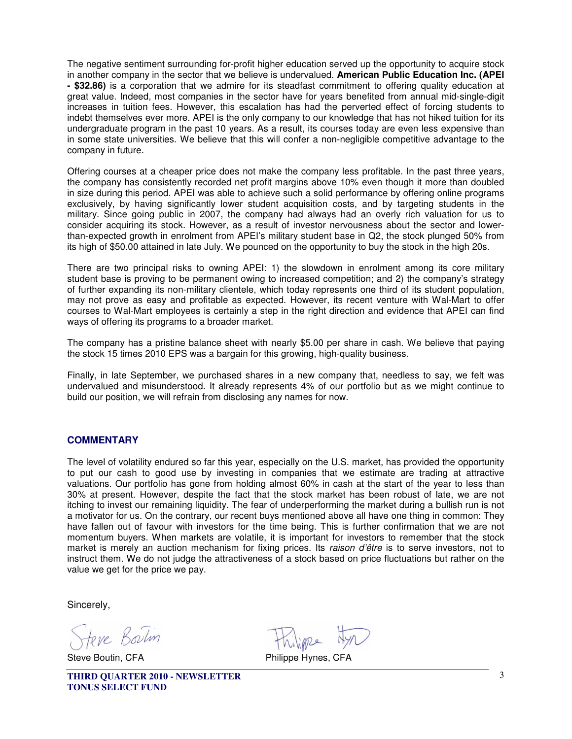The negative sentiment surrounding for-profit higher education served up the opportunity to acquire stock in another company in the sector that we believe is undervalued. **American Public Education Inc. (APEI - $32.86)** is a corporation that we admire for its steadfast commitment to offering quality education at great value. Indeed, most companies in the sector have for years benefited from annual mid-single-digit increases in tuition fees. However, this escalation has had the perverted effect of forcing students to indebt themselves ever more. APEI is the only company to our knowledge that has not hiked tuition for its undergraduate program in the past 10 years. As a result, its courses today are even less expensive than in some state universities. We believe that this will confer a non-negligible competitive advantage to the company in future.

Offering courses at a cheaper price does not make the company less profitable. In the past three years, the company has consistently recorded net profit margins above 10% even though it more than doubled in size during this period. APEI was able to achieve such a solid performance by offering online programs exclusively, by having significantly lower student acquisition costs, and by targeting students in the military. Since going public in 2007, the company had always had an overly rich valuation for us to consider acquiring its stock. However, as a result of investor nervousness about the sector and lower-than-expected growth in enrolment from APEI's military student base in Q2, the stock plunged 50% from its high of $50.00 attained in late July. We pounced on the opportunity to buy the stock in the high 20s.

There are two principal risks to owning APEI: 1) the slowdown in enrolment among its core military student base is proving to be permanent owing to increased competition; and 2) the company's strategy of further expanding its non-military clientele, which today represents one third of its student population, may not prove as easy and profitable as expected. However, its recent venture with Wal-Mart to offer courses to Wal-Mart employees is certainly a step in the right direction and evidence that APEI can find ways of offering its programs to a broader market.

The company has a pristine balance sheet with nearly $5.00 per share in cash. We believe that paying the stock 15 times 2010 EPS was a bargain for this growing, high-quality business.

Finally, in late September, we purchased shares in a new company that, needless to say, we felt was undervalued and misunderstood. It already represents 4% of our portfolio but as we might continue to build our position, we will refrain from disclosing any names for now.

## COMMENTARY

The level of volatility endured so far this year, especially on the U.S. market, has provided the opportunity to put our cash to good use by investing in companies that we estimate are trading at attractive valuations. Our portfolio has gone from holding almost 60% in cash at the start of the year to less than 30% at present. However, despite the fact that the stock market has been robust of late, we are not itching to invest our remaining liquidity. The fear of underperforming the market during a bullish run is not a motivator for us. On the contrary, our recent buys mentioned above all have one thing in common: They have fallen out of favour with investors for the time being. This is further confirmation that we are not momentum buyers. When markets are volatile, it is important for investors to remember that the stock market is merely an auction mechanism for fixing prices. Its *raison d'être* is to serve investors, not to instruct them. We do not judge the attractiveness of a stock based on price fluctuations but rather on the value we get for the price we pay.

Sincerely,

Steve Boutin, CFA

Philippe Hynes, CFA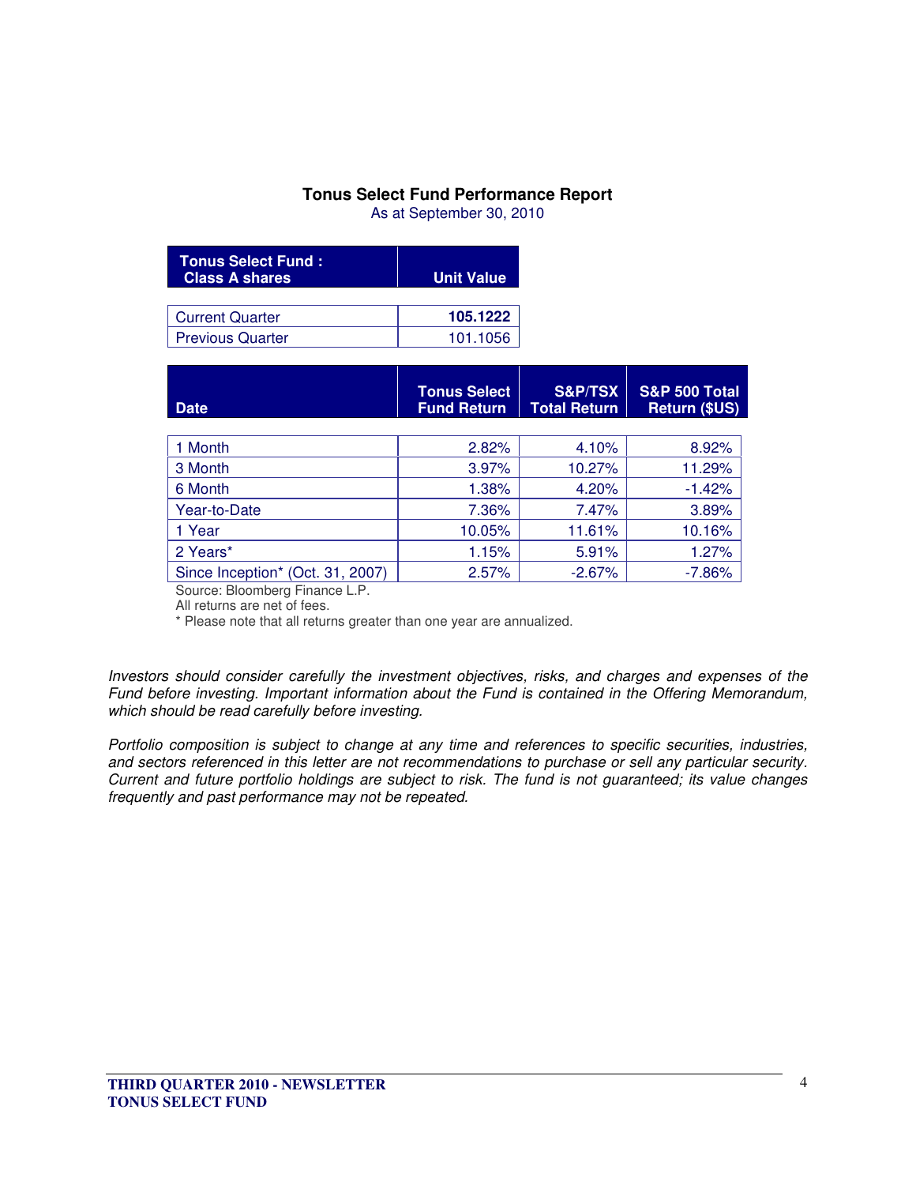## Tonus Select Fund Performance Report

As at September 30, 2010

| Tonus Select Fund : Class A shares | Unit Value |
|---|---|
| Current Quarter | **105.1222** |
| Previous Quarter | 101.1056 |

| Date | Tonus Select Fund Return | S&P/TSX Total Return | S&P 500 Total Return ($US) |
|---|---|---|---|
| 1 Month | 2.82% | 4.10% | 8.92% |
| 3 Month | 3.97% | 10.27% | 11.29% |
| 6 Month | 1.38% | 4.20% | -1.42% |
| Year-to-Date | 7.36% | 7.47% | 3.89% |
| 1 Year | 10.05% | 11.61% | 10.16% |
| 2 Years* | 1.15% | 5.91% | 1.27% |
| Since Inception* (Oct. 31, 2007) | 2.57% | -2.67% | -7.86% |

Source: Bloomberg Finance L.P.
All returns are net of fees.
* Please note that all returns greater than one year are annualized.

*Investors should consider carefully the investment objectives, risks, and charges and expenses of the Fund before investing. Important information about the Fund is contained in the Offering Memorandum, which should be read carefully before investing.*

*Portfolio composition is subject to change at any time and references to specific securities, industries, and sectors referenced in this letter are not recommendations to purchase or sell any particular security. Current and future portfolio holdings are subject to risk. The fund is not guaranteed; its value changes frequently and past performance may not be repeated.*